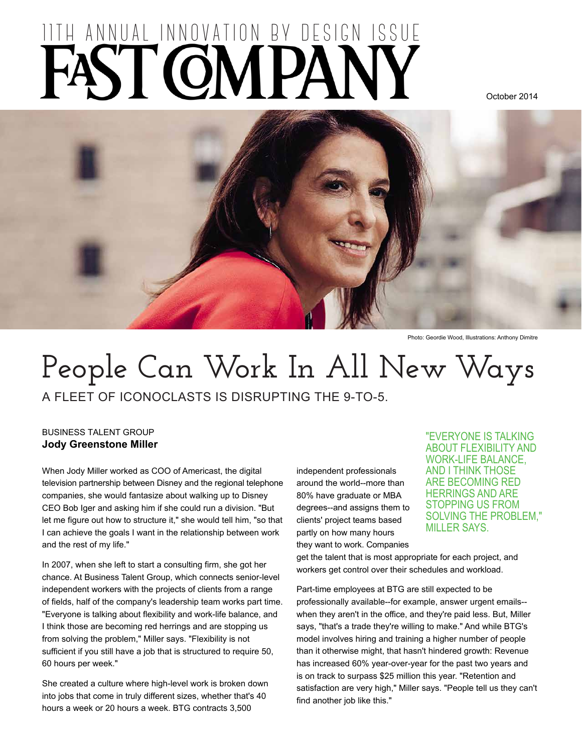11TH ANNUAL INNOVATION BY DESIGN ISSUE

# FAST COMPANY

October 2014

Photo: Geordie Wood, Illustrations: Anthony Dimitre

# People Can Work In All New Ways

## A FLEET OF ICONOCLASTS IS DISRUPTING THE 9-TO-5.

BUSINESS TALENT GROUP

**Jody Greenstone Miller**

When Jody Miller worked as COO of Americast, the digital television partnership between Disney and the regional telephone companies, she would fantasize about walking up to Disney CEO Bob Iger and asking him if she could run a division. "But let me figure out how to structure it," she would tell him, "so that I can achieve the goals I want in the relationship between work and the rest of my life."

In 2007, when she left to start a consulting firm, she got her chance. At Business Talent Group, which connects senior-level independent workers with the projects of clients from a range of fields, half of the company's leadership team works part time. "Everyone is talking about flexibility and work-life balance, and I think those are becoming red herrings and are stopping us from solving the problem," Miller says. "Flexibility is not sufficient if you still have a job that is structured to require 50, 60 hours per week."

She created a culture where high-level work is broken down into jobs that come in truly different sizes, whether that's 40 hours a week or 20 hours a week. BTG contracts 3,500 independent professionals around the world--more than 80% have graduate or MBA degrees--and assigns them to clients' project teams based partly on how many hours they want to work. Companies get the talent that is most appropriate for each project, and workers get control over their schedules and workload.

"EVERYONE IS TALKING ABOUT FLEXIBILITY AND WORK-LIFE BALANCE, AND I THINK THOSE ARE BECOMING RED HERRINGS AND ARE STOPPING US FROM SOLVING THE PROBLEM," MILLER SAYS.

Part-time employees at BTG are still expected to be professionally available--for example, answer urgent emails--when they aren't in the office, and they're paid less. But, Miller says, "that's a trade they're willing to make." And while BTG's model involves hiring and training a higher number of people than it otherwise might, that hasn't hindered growth: Revenue has increased 60% year-over-year for the past two years and is on track to surpass $25 million this year. "Retention and satisfaction are very high," Miller says. "People tell us they can't find another job like this."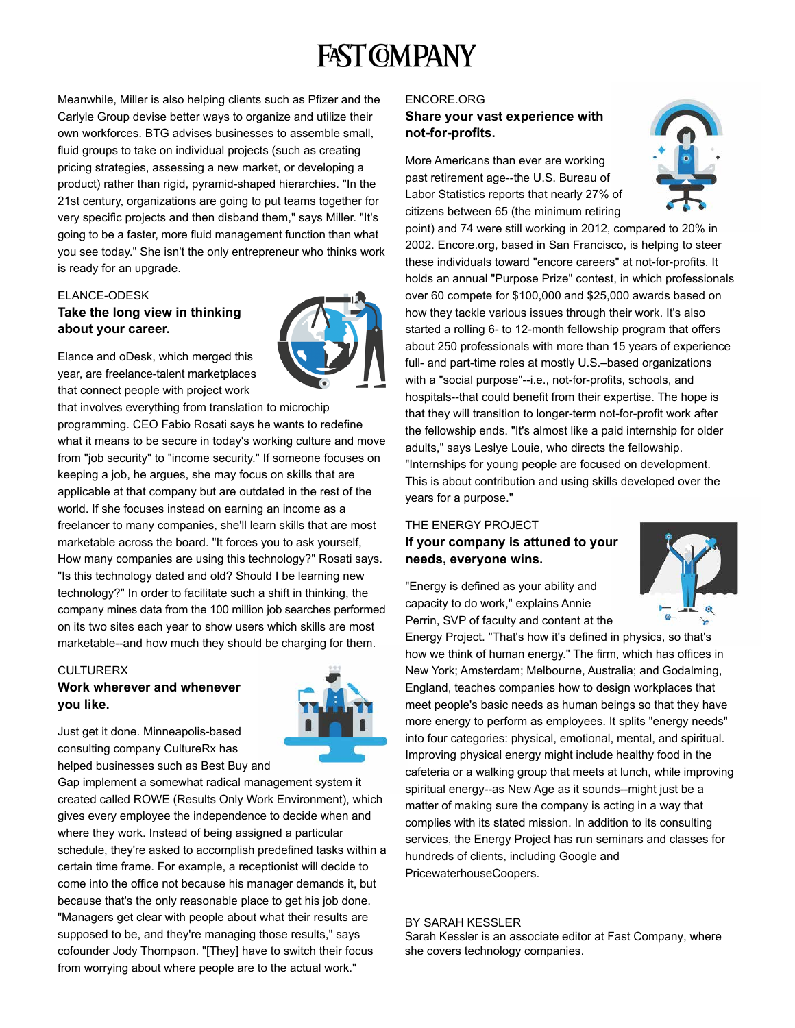Meanwhile, Miller is also helping clients such as Pfizer and the Carlyle Group devise better ways to organize and utilize their own workforces. BTG advises businesses to assemble small, fluid groups to take on individual projects (such as creating pricing strategies, assessing a new market, or developing a product) rather than rigid, pyramid-shaped hierarchies. "In the 21st century, organizations are going to put teams together for very specific projects and then disband them," says Miller. "It's going to be a faster, more fluid management function than what you see today." She isn't the only entrepreneur who thinks work is ready for an upgrade.

ELANCE-ODESK

**Take the long view in thinking about your career.**

Elance and oDesk, which merged this year, are freelance-talent marketplaces that connect people with project work that involves everything from translation to microchip programming. CEO Fabio Rosati says he wants to redefine what it means to be secure in today's working culture and move from "job security" to "income security." If someone focuses on keeping a job, he argues, she may focus on skills that are applicable at that company but are outdated in the rest of the world. If she focuses instead on earning an income as a freelancer to many companies, she'll learn skills that are most marketable across the board. "It forces you to ask yourself, How many companies are using this technology?" Rosati says. "Is this technology dated and old? Should I be learning new technology?" In order to facilitate such a shift in thinking, the company mines data from the 100 million job searches performed on its two sites each year to show users which skills are most marketable--and how much they should be charging for them.

CULTURERX

**Work wherever and whenever you like.**

Just get it done. Minneapolis-based consulting company CultureRx has helped businesses such as Best Buy and Gap implement a somewhat radical management system it created called ROWE (Results Only Work Environment), which gives every employee the independence to decide when and where they work. Instead of being assigned a particular schedule, they're asked to accomplish predefined tasks within a certain time frame. For example, a receptionist will decide to come into the office not because his manager demands it, but because that's the only reasonable place to get his job done. "Managers get clear with people about what their results are supposed to be, and they're managing those results," says cofounder Jody Thompson. "[They] have to switch their focus from worrying about where people are to the actual work."

ENCORE.ORG

**Share your vast experience with not-for-profits.**

More Americans than ever are working past retirement age--the U.S. Bureau of Labor Statistics reports that nearly 27% of citizens between 65 (the minimum retiring point) and 74 were still working in 2012, compared to 20% in 2002. Encore.org, based in San Francisco, is helping to steer these individuals toward "encore careers" at not-for-profits. It holds an annual "Purpose Prize" contest, in which professionals over 60 compete for $100,000 and $25,000 awards based on how they tackle various issues through their work. It's also started a rolling 6- to 12-month fellowship program that offers about 250 professionals with more than 15 years of experience full- and part-time roles at mostly U.S.–based organizations with a "social purpose"--i.e., not-for-profits, schools, and hospitals--that could benefit from their expertise. The hope is that they will transition to longer-term not-for-profit work after the fellowship ends. "It's almost like a paid internship for older adults," says Leslye Louie, who directs the fellowship. "Internships for young people are focused on development. This is about contribution and using skills developed over the years for a purpose."

THE ENERGY PROJECT

**If your company is attuned to your needs, everyone wins.**

"Energy is defined as your ability and capacity to do work," explains Annie Perrin, SVP of faculty and content at the Energy Project. "That's how it's defined in physics, so that's how we think of human energy." The firm, which has offices in New York; Amsterdam; Melbourne, Australia; and Godalming, England, teaches companies how to design workplaces that meet people's basic needs as human beings so that they have more energy to perform as employees. It splits "energy needs" into four categories: physical, emotional, mental, and spiritual. Improving physical energy might include healthy food in the cafeteria or a walking group that meets at lunch, while improving spiritual energy--as New Age as it sounds--might just be a matter of making sure the company is acting in a way that complies with its stated mission. In addition to its consulting services, the Energy Project has run seminars and classes for hundreds of clients, including Google and PricewaterhouseCoopers.

---

BY SARAH KESSLER

Sarah Kessler is an associate editor at Fast Company, where she covers technology companies.